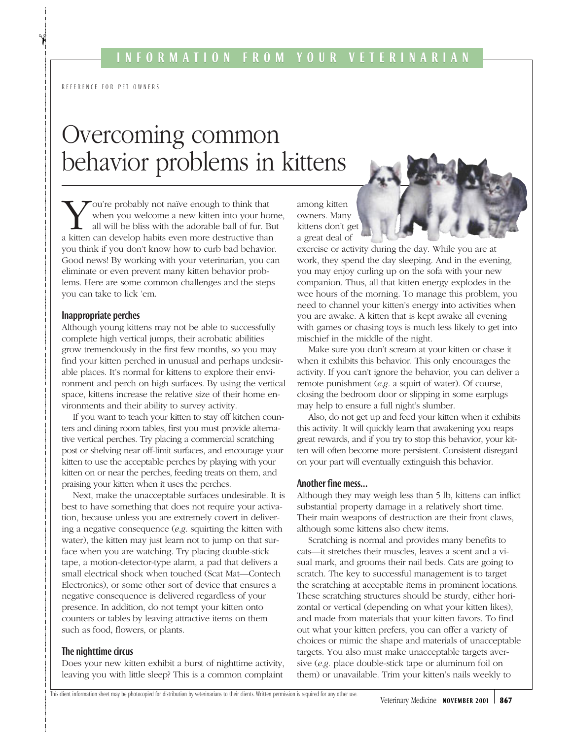INFORMATION FROM YOUR VETERINARIAN

REFERENCE FOR PET OWNERS

# Overcoming common behavior problems in kittens

You're probably not naïve enough to think that when you welcome a new kitten into your home, all will be bliss with the adorable ball of fur. But a kitten can develop habits even more destructive than you think if you don't know how to curb bad behavior. Good news! By working with your veterinarian, you can eliminate or even prevent many kitten behavior problems. Here are some common challenges and the steps you can take to lick 'em.

### Inappropriate perches

Although young kittens may not be able to successfully complete high vertical jumps, their acrobatic abilities grow tremendously in the first few months, so you may find your kitten perched in unusual and perhaps undesirable places. It's normal for kittens to explore their environment and perch on high surfaces. By using the vertical space, kittens increase the relative size of their home environments and their ability to survey activity.

If you want to teach your kitten to stay off kitchen counters and dining room tables, first you must provide alternative vertical perches. Try placing a commercial scratching post or shelving near off-limit surfaces, and encourage your kitten to use the acceptable perches by playing with your kitten on or near the perches, feeding treats on them, and praising your kitten when it uses the perches.

Next, make the unacceptable surfaces undesirable. It is best to have something that does not require your activation, because unless you are extremely covert in delivering a negative consequence (*e.g.* squirting the kitten with water), the kitten may just learn not to jump on that surface when you are watching. Try placing double-stick tape, a motion-detector-type alarm, a pad that delivers a small electrical shock when touched (Scat Mat—Contech Electronics), or some other sort of device that ensures a negative consequence is delivered regardless of your presence. In addition, do not tempt your kitten onto counters or tables by leaving attractive items on them such as food, flowers, or plants.

### The nighttime circus

Does your new kitten exhibit a burst of nighttime activity, leaving you with little sleep? This is a common complaint among kitten owners. Many kittens don't get a great deal of exercise or activity during the day. While you are at work, they spend the day sleeping. And in the evening, you may enjoy curling up on the sofa with your new companion. Thus, all that kitten energy explodes in the wee hours of the morning. To manage this problem, you need to channel your kitten's energy into activities when you are awake. A kitten that is kept awake all evening with games or chasing toys is much less likely to get into mischief in the middle of the night.

Make sure you don't scream at your kitten or chase it when it exhibits this behavior. This only encourages the activity. If you can't ignore the behavior, you can deliver a remote punishment (*e.g.* a squirt of water). Of course, closing the bedroom door or slipping in some earplugs may help to ensure a full night's slumber.

Also, do not get up and feed your kitten when it exhibits this activity. It will quickly learn that awakening you reaps great rewards, and if you try to stop this behavior, your kitten will often become more persistent. Consistent disregard on your part will eventually extinguish this behavior.

### Another fine mess...

Although they may weigh less than 5 lb, kittens can inflict substantial property damage in a relatively short time. Their main weapons of destruction are their front claws, although some kittens also chew items.

Scratching is normal and provides many benefits to cats—it stretches their muscles, leaves a scent and a visual mark, and grooms their nail beds. Cats are going to scratch. The key to successful management is to target the scratching at acceptable items in prominent locations. These scratching structures should be sturdy, either horizontal or vertical (depending on what your kitten likes), and made from materials that your kitten favors. To find out what your kitten prefers, you can offer a variety of choices or mimic the shape and materials of unacceptable targets. You also must make unacceptable targets aversive (*e.g.* place double-stick tape or aluminum foil on them) or unavailable. Trim your kitten's nails weekly to

This client information sheet may be photocopied for distribution by veterinarians to their clients. Written permission is required for any other use.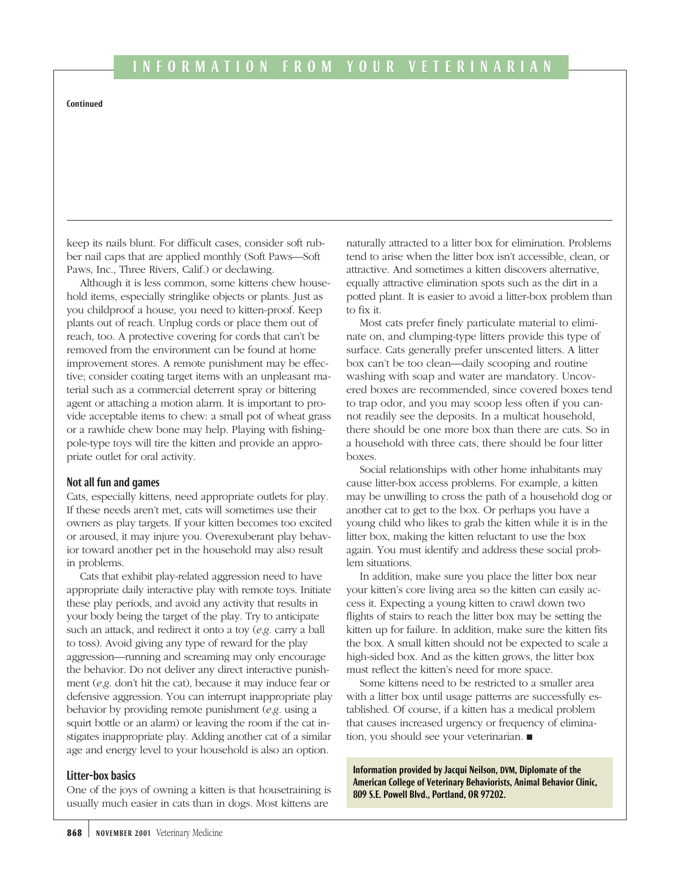Continued

keep its nails blunt. For difficult cases, consider soft rubber nail caps that are applied monthly (Soft Paws—Soft Paws, Inc., Three Rivers, Calif.) or declawing.

Although it is less common, some kittens chew household items, especially stringlike objects or plants. Just as you childproof a house, you need to kitten-proof. Keep plants out of reach. Unplug cords or place them out of reach, too. A protective covering for cords that can't be removed from the environment can be found at home improvement stores. A remote punishment may be effective; consider coating target items with an unpleasant material such as a commercial deterrent spray or bittering agent or attaching a motion alarm. It is important to provide acceptable items to chew: a small pot of wheat grass or a rawhide chew bone may help. Playing with fishing-pole-type toys will tire the kitten and provide an appropriate outlet for oral activity.

## Not all fun and games

Cats, especially kittens, need appropriate outlets for play. If these needs aren't met, cats will sometimes use their owners as play targets. If your kitten becomes too excited or aroused, it may injure you. Overexuberant play behavior toward another pet in the household may also result in problems.

Cats that exhibit play-related aggression need to have appropriate daily interactive play with remote toys. Initiate these play periods, and avoid any activity that results in your body being the target of the play. Try to anticipate such an attack, and redirect it onto a toy (*e.g.* carry a ball to toss). Avoid giving any type of reward for the play aggression—running and screaming may only encourage the behavior. Do not deliver any direct interactive punishment (*e.g.* don't hit the cat), because it may induce fear or defensive aggression. You can interrupt inappropriate play behavior by providing remote punishment (*e.g.* using a squirt bottle or an alarm) or leaving the room if the cat instigates inappropriate play. Adding another cat of a similar age and energy level to your household is also an option.

## Litter-box basics

One of the joys of owning a kitten is that housetraining is usually much easier in cats than in dogs. Most kittens are naturally attracted to a litter box for elimination. Problems tend to arise when the litter box isn't accessible, clean, or attractive. And sometimes a kitten discovers alternative, equally attractive elimination spots such as the dirt in a potted plant. It is easier to avoid a litter-box problem than to fix it.

Most cats prefer finely particulate material to eliminate on, and clumping-type litters provide this type of surface. Cats generally prefer unscented litters. A litter box can't be too clean—daily scooping and routine washing with soap and water are mandatory. Uncovered boxes are recommended, since covered boxes tend to trap odor, and you may scoop less often if you cannot readily see the deposits. In a multicat household, there should be one more box than there are cats. So in a household with three cats, there should be four litter boxes.

Social relationships with other home inhabitants may cause litter-box access problems. For example, a kitten may be unwilling to cross the path of a household dog or another cat to get to the box. Or perhaps you have a young child who likes to grab the kitten while it is in the litter box, making the kitten reluctant to use the box again. You must identify and address these social problem situations.

In addition, make sure you place the litter box near your kitten's core living area so the kitten can easily access it. Expecting a young kitten to crawl down two flights of stairs to reach the litter box may be setting the kitten up for failure. In addition, make sure the kitten fits the box. A small kitten should not be expected to scale a high-sided box. And as the kitten grows, the litter box must reflect the kitten's need for more space.

Some kittens need to be restricted to a smaller area with a litter box until usage patterns are successfully established. Of course, if a kitten has a medical problem that causes increased urgency or frequency of elimination, you should see your veterinarian. ■

**Information provided by Jacqui Neilson, DVM, Diplomate of the American College of Veterinary Behaviorists, Animal Behavior Clinic, 809 S.E. Powell Blvd., Portland, OR 97202.**